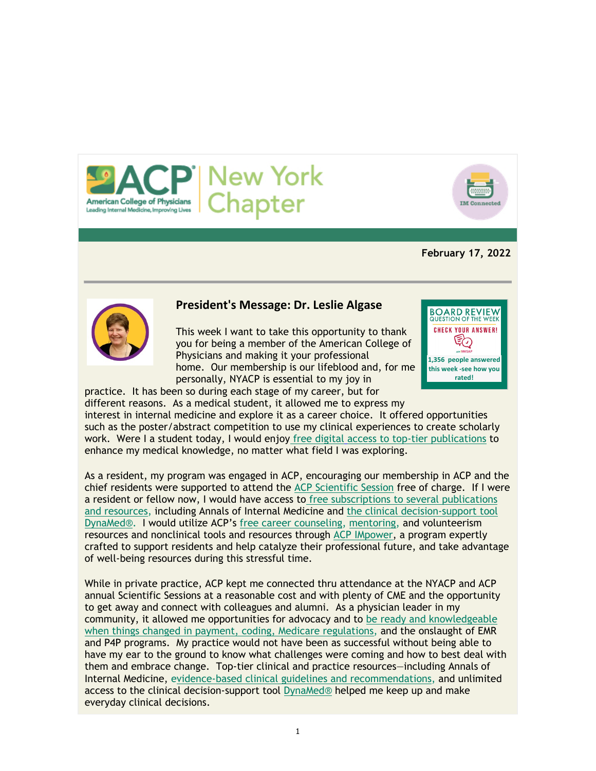ACP New York Chapter

American College of Physicians
Leading Internal Medicine, Improving Lives

IM Connected

**February 17, 2022**

---

## President's Message: Dr. Leslie Algase

BOARD REVIEW QUESTION OF THE WEEK

CHECK YOUR ANSWER!

1,356 people answered this week -see how you rated!

This week I want to take this opportunity to thank you for being a member of the American College of Physicians and making it your professional home. Our membership is our lifeblood and, for me personally, NYACP is essential to my joy in practice. It has been so during each stage of my career, but for different reasons. As a medical student, it allowed me to express my interest in internal medicine and explore it as a career choice. It offered opportunities such as the poster/abstract competition to use my clinical experiences to create scholarly work. Were I a student today, I would enjoy free digital access to top-tier publications to enhance my medical knowledge, no matter what field I was exploring.

As a resident, my program was engaged in ACP, encouraging our membership in ACP and the chief residents were supported to attend the ACP Scientific Session free of charge. If I were a resident or fellow now, I would have access to free subscriptions to several publications and resources, including Annals of Internal Medicine and the clinical decision-support tool DynaMed®. I would utilize ACP's free career counseling, mentoring, and volunteerism resources and nonclinical tools and resources through ACP IMpower, a program expertly crafted to support residents and help catalyze their professional future, and take advantage of well-being resources during this stressful time.

While in private practice, ACP kept me connected thru attendance at the NYACP and ACP annual Scientific Sessions at a reasonable cost and with plenty of CME and the opportunity to get away and connect with colleagues and alumni. As a physician leader in my community, it allowed me opportunities for advocacy and to be ready and knowledgeable when things changed in payment, coding, Medicare regulations, and the onslaught of EMR and P4P programs. My practice would not have been as successful without being able to have my ear to the ground to know what challenges were coming and how to best deal with them and embrace change. Top-tier clinical and practice resources—including Annals of Internal Medicine, evidence-based clinical guidelines and recommendations, and unlimited access to the clinical decision-support tool DynaMed® helped me keep up and make everyday clinical decisions.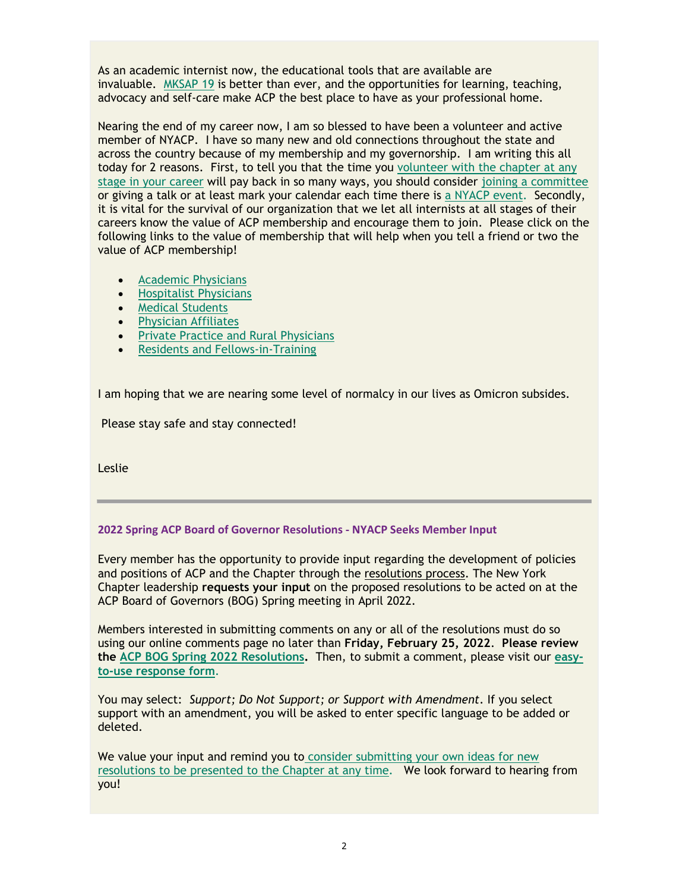As an academic internist now, the educational tools that are available are invaluable. MKSAP 19 is better than ever, and the opportunities for learning, teaching, advocacy and self-care make ACP the best place to have as your professional home.

Nearing the end of my career now, I am so blessed to have been a volunteer and active member of NYACP. I have so many new and old connections throughout the state and across the country because of my membership and my governorship. I am writing this all today for 2 reasons. First, to tell you that the time you volunteer with the chapter at any stage in your career will pay back in so many ways, you should consider joining a committee or giving a talk or at least mark your calendar each time there is a NYACP event. Secondly, it is vital for the survival of our organization that we let all internists at all stages of their careers know the value of ACP membership and encourage them to join. Please click on the following links to the value of membership that will help when you tell a friend or two the value of ACP membership!

- Academic Physicians
- Hospitalist Physicians
- Medical Students
- Physician Affiliates
- Private Practice and Rural Physicians
- Residents and Fellows-in-Training

I am hoping that we are nearing some level of normalcy in our lives as Omicron subsides.

Please stay safe and stay connected!

Leslie

---

### 2022 Spring ACP Board of Governor Resolutions - NYACP Seeks Member Input

Every member has the opportunity to provide input regarding the development of policies and positions of ACP and the Chapter through the resolutions process. The New York Chapter leadership **requests your input** on the proposed resolutions to be acted on at the ACP Board of Governors (BOG) Spring meeting in April 2022.

Members interested in submitting comments on any or all of the resolutions must do so using our online comments page no later than **Friday, February 25, 2022**. **Please review the ACP BOG Spring 2022 Resolutions.** Then, to submit a comment, please visit our **easy-to-use response form**.

You may select: *Support; Do Not Support; or Support with Amendment*. If you select support with an amendment, you will be asked to enter specific language to be added or deleted.

We value your input and remind you to consider submitting your own ideas for new resolutions to be presented to the Chapter at any time. We look forward to hearing from you!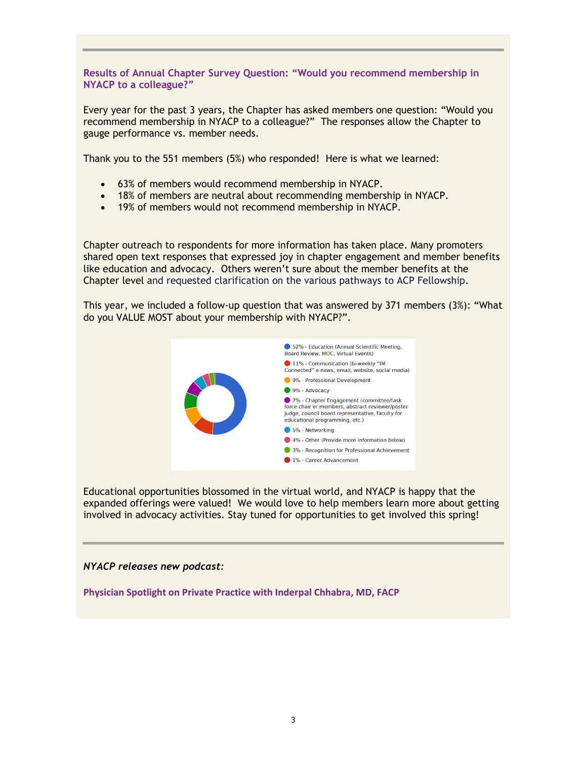### Results of Annual Chapter Survey Question: “Would you recommend membership in NYACP to a colleague?”

Every year for the past 3 years, the Chapter has asked members one question: “Would you recommend membership in NYACP to a colleague?” The responses allow the Chapter to gauge performance vs. member needs.

Thank you to the 551 members (5%) who responded! Here is what we learned:

- 63% of members would recommend membership in NYACP.
- 18% of members are neutral about recommending membership in NYACP.
- 19% of members would not recommend membership in NYACP.

Chapter outreach to respondents for more information has taken place. Many promoters shared open text responses that expressed joy in chapter engagement and member benefits like education and advocacy. Others weren’t sure about the member benefits at the Chapter level and requested clarification on the various pathways to ACP Fellowship.

This year, we included a follow-up question that was answered by 371 members (3%): “What do you VALUE MOST about your membership with NYACP?”.

- 52% - Education (Annual Scientific Meeting, Board Review, MOC, Virtual Events)
- 11% - Communication (bi-weekly “IM Connected” e-news, email, website, social media)
- 9% - Professional Development
- 9% - Advocacy
- 7% - Chapter Engagement (committee/task force chair or members, abstract reviewer/poster judge, council board representative, faculty for educational programming, etc.)
- 5% - Networking
- 4% - Other (Provide more information below)
- 3% - Recognition for Professional Achievement
- 1% - Career Advancement

Educational opportunities blossomed in the virtual world, and NYACP is happy that the expanded offerings were valued! We would love to help members learn more about getting involved in advocacy activities. Stay tuned for opportunities to get involved this spring!

---

***NYACP releases new podcast:***

**Physician Spotlight on Private Practice with Inderpal Chhabra, MD, FACP**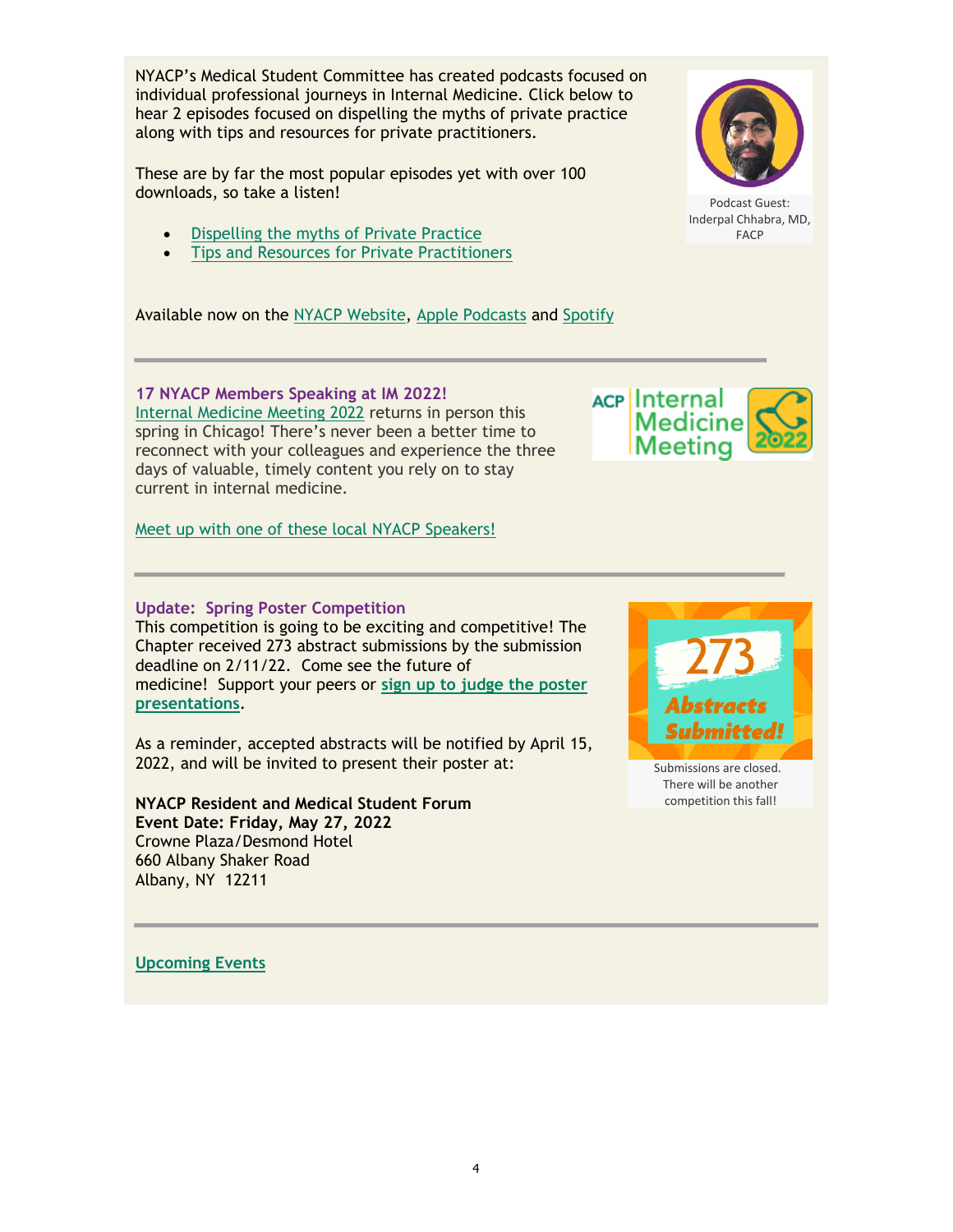NYACP's Medical Student Committee has created podcasts focused on individual professional journeys in Internal Medicine. Click below to hear 2 episodes focused on dispelling the myths of private practice along with tips and resources for private practitioners.

These are by far the most popular episodes yet with over 100 downloads, so take a listen!

- Dispelling the myths of Private Practice
- Tips and Resources for Private Practitioners

Podcast Guest: Inderpal Chhabra, MD, FACP

Available now on the NYACP Website, Apple Podcasts and Spotify

---

### 17 NYACP Members Speaking at IM 2022!

Internal Medicine Meeting 2022 returns in person this spring in Chicago! There's never been a better time to reconnect with your colleagues and experience the three days of valuable, timely content you rely on to stay current in internal medicine.

Meet up with one of these local NYACP Speakers!

---

### Update: Spring Poster Competition

This competition is going to be exciting and competitive! The Chapter received 273 abstract submissions by the submission deadline on 2/11/22. Come see the future of medicine! Support your peers or **sign up to judge the poster presentations**.

273 Abstracts Submitted!

Submissions are closed. There will be another competition this fall!

As a reminder, accepted abstracts will be notified by April 15, 2022, and will be invited to present their poster at:

**NYACP Resident and Medical Student Forum**
**Event Date: Friday, May 27, 2022**
Crowne Plaza/Desmond Hotel
660 Albany Shaker Road
Albany, NY 12211

---

**Upcoming Events**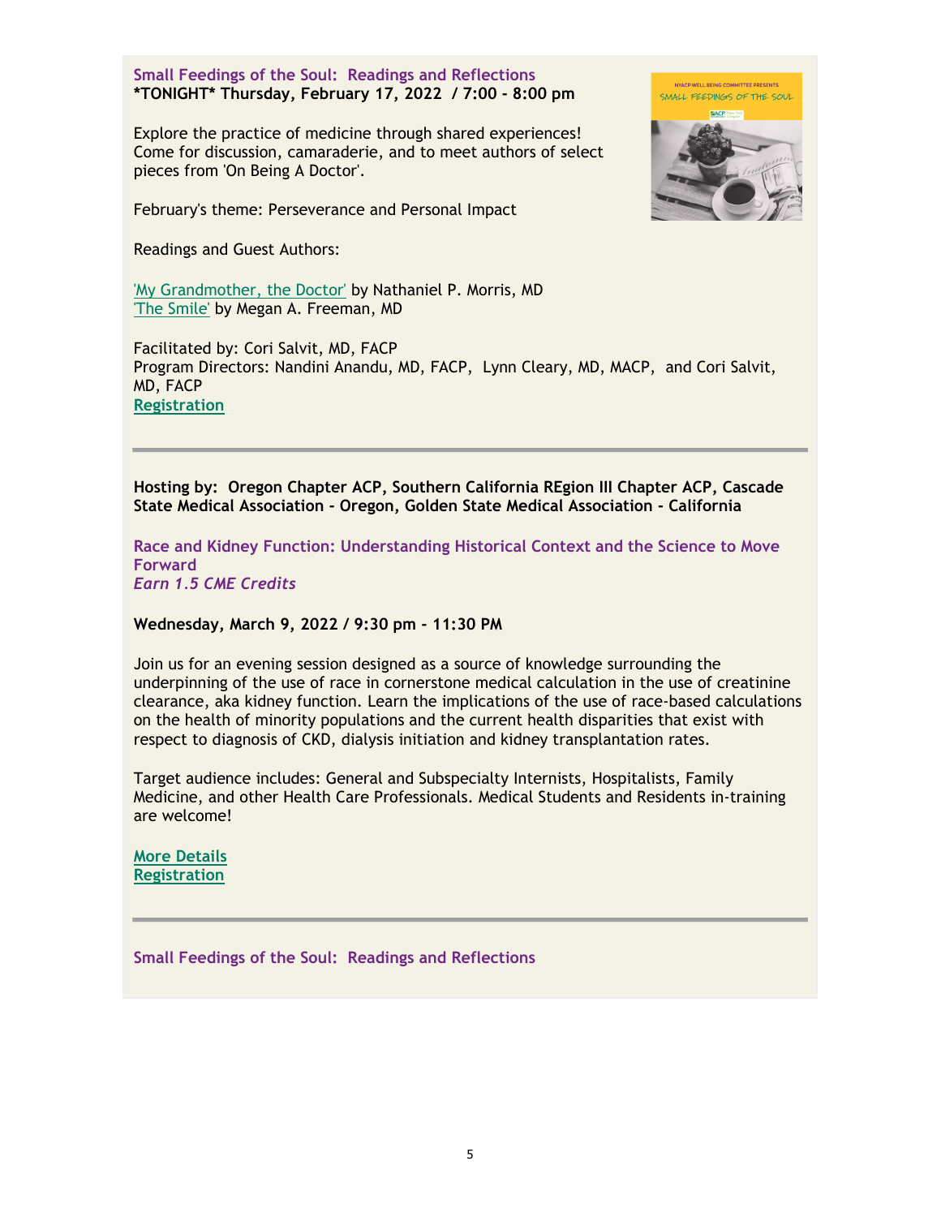### Small Feedings of the Soul: Readings and Reflections

**\*TONIGHT\* Thursday, February 17, 2022 / 7:00 - 8:00 pm**

Explore the practice of medicine through shared experiences! Come for discussion, camaraderie, and to meet authors of select pieces from 'On Being A Doctor'.

February's theme: Perseverance and Personal Impact

Readings and Guest Authors:

'My Grandmother, the Doctor' by Nathaniel P. Morris, MD
'The Smile' by Megan A. Freeman, MD

Facilitated by: Cori Salvit, MD, FACP
Program Directors: Nandini Anandu, MD, FACP, Lynn Cleary, MD, MACP, and Cori Salvit, MD, FACP
**Registration**

---

**Hosting by: Oregon Chapter ACP, Southern California REgion III Chapter ACP, Cascade State Medical Association - Oregon, Golden State Medical Association - California**

### Race and Kidney Function: Understanding Historical Context and the Science to Move Forward

***Earn 1.5 CME Credits***

**Wednesday, March 9, 2022 / 9:30 pm - 11:30 PM**

Join us for an evening session designed as a source of knowledge surrounding the underpinning of the use of race in cornerstone medical calculation in the use of creatinine clearance, aka kidney function. Learn the implications of the use of race-based calculations on the health of minority populations and the current health disparities that exist with respect to diagnosis of CKD, dialysis initiation and kidney transplantation rates.

Target audience includes: General and Subspecialty Internists, Hospitalists, Family Medicine, and other Health Care Professionals. Medical Students and Residents in-training are welcome!

**More Details**
**Registration**

---

### Small Feedings of the Soul: Readings and Reflections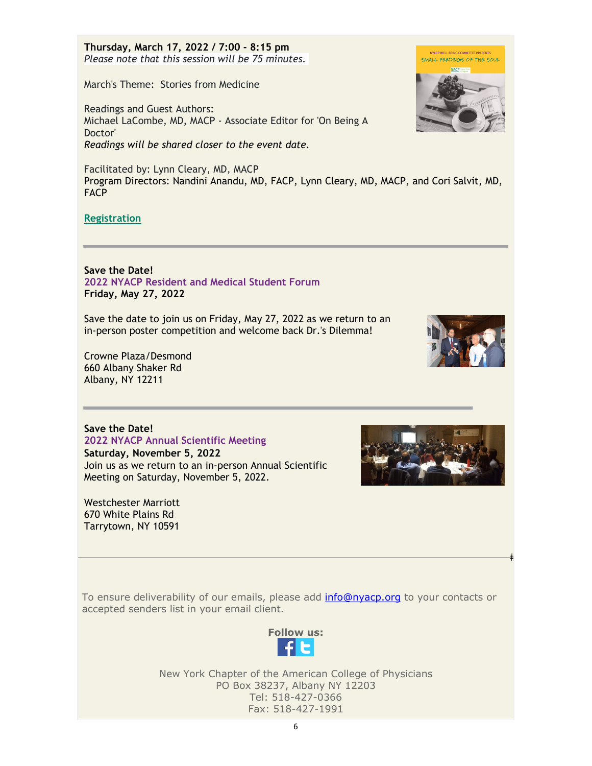**Thursday, March 17, 2022 / 7:00 - 8:15 pm**
*Please note that this session will be 75 minutes.*

March's Theme: Stories from Medicine

Readings and Guest Authors:
Michael LaCombe, MD, MACP - Associate Editor for 'On Being A Doctor'
*Readings will be shared closer to the event date.*

Facilitated by: Lynn Cleary, MD, MACP
Program Directors: Nandini Anandu, MD, FACP, Lynn Cleary, MD, MACP, and Cori Salvit, MD, FACP

**Registration**

---

**Save the Date!**
**2022 NYACP Resident and Medical Student Forum**
**Friday, May 27, 2022**

Save the date to join us on Friday, May 27, 2022 as we return to an in-person poster competition and welcome back Dr.'s Dilemma!

Crowne Plaza/Desmond
660 Albany Shaker Rd
Albany, NY 12211

---

**Save the Date!**
**2022 NYACP Annual Scientific Meeting**
**Saturday, November 5, 2022**
Join us as we return to an in-person Annual Scientific Meeting on Saturday, November 5, 2022.

Westchester Marriott
670 White Plains Rd
Tarrytown, NY 10591

---

To ensure deliverability of our emails, please add info@nyacp.org to your contacts or accepted senders list in your email client.

**Follow us:**

New York Chapter of the American College of Physicians
PO Box 38237, Albany NY 12203
Tel: 518-427-0366
Fax: 518-427-1991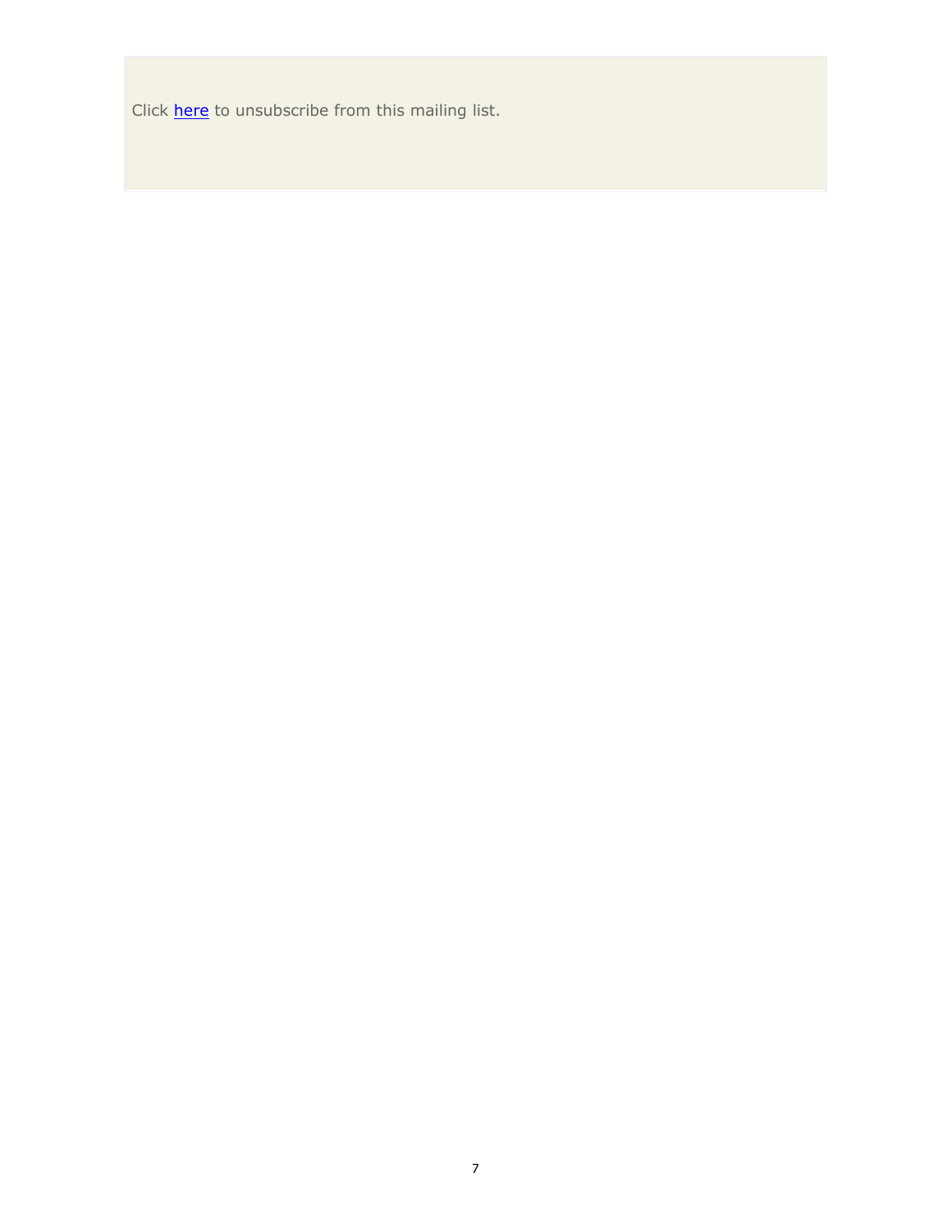Click here to unsubscribe from this mailing list.